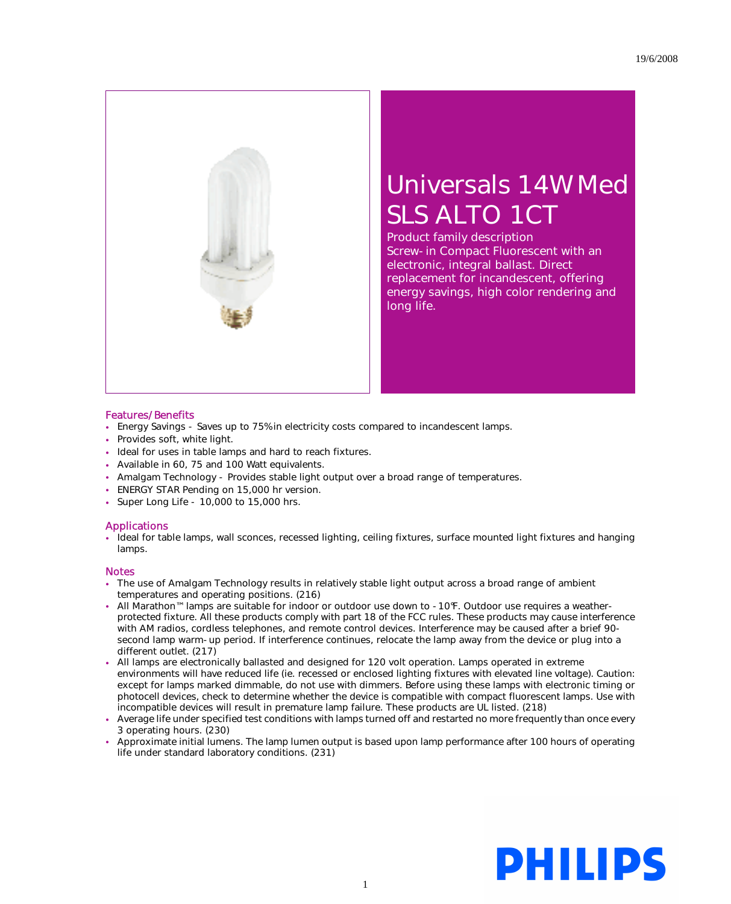19/6/2008

# Universals 14W Med SLS ALTO 1CT

Product family description
Screw-in Compact Fluorescent with an electronic, integral ballast. Direct replacement for incandescent, offering energy savings, high color rendering and long life.

## Features/Benefits

- Energy Savings - Saves up to 75% in electricity costs compared to incandescent lamps.
- Provides soft, white light.
- Ideal for uses in table lamps and hard to reach fixtures.
- Available in 60, 75 and 100 Watt equivalents.
- Amalgam Technology - Provides stable light output over a broad range of temperatures.
- ENERGY STAR Pending on 15,000 hr version.
- Super Long Life - 10,000 to 15,000 hrs.

## Applications

- Ideal for table lamps, wall sconces, recessed lighting, ceiling fixtures, surface mounted light fixtures and hanging lamps.

## Notes

- The use of Amalgam Technology results in relatively stable light output across a broad range of ambient temperatures and operating positions. (216)
- All Marathon™ lamps are suitable for indoor or outdoor use down to -10°F. Outdoor use requires a weather-protected fixture. All these products comply with part 18 of the FCC rules. These products may cause interference with AM radios, cordless telephones, and remote control devices. Interference may be caused after a brief 90-second lamp warm-up period. If interference continues, relocate the lamp away from the device or plug into a different outlet. (217)
- All lamps are electronically ballasted and designed for 120 volt operation. Lamps operated in extreme environments will have reduced life (ie. recessed or enclosed lighting fixtures with elevated line voltage). Caution: except for lamps marked dimmable, do not use with dimmers. Before using these lamps with electronic timing or photocell devices, check to determine whether the device is compatible with compact fluorescent lamps. Use with incompatible devices will result in premature lamp failure. These products are UL listed. (218)
- Average life under specified test conditions with lamps turned off and restarted no more frequently than once every 3 operating hours. (230)
- Approximate initial lumens. The lamp lumen output is based upon lamp performance after 100 hours of operating life under standard laboratory conditions. (231)

PHILIPS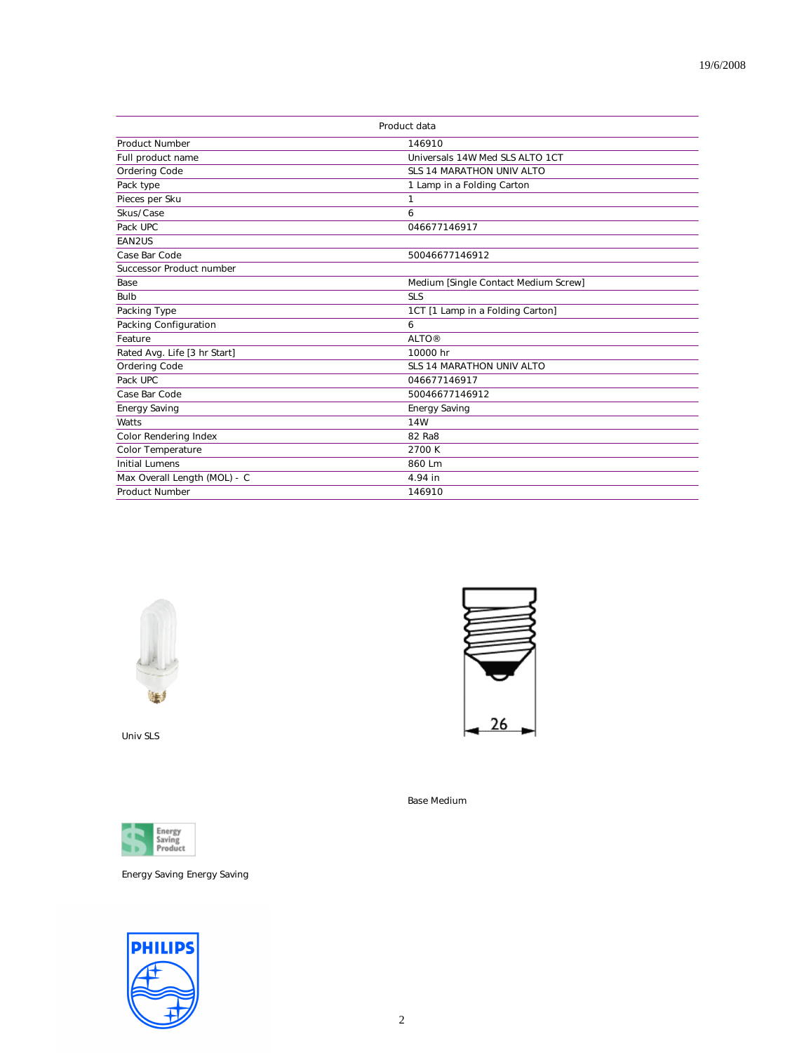| Product data | |
|---|---|
| Product Number | 146910 |
| Full product name | Universals 14W Med SLS ALTO 1CT |
| Ordering Code | SLS 14 MARATHON UNIV ALTO |
| Pack type | 1 Lamp in a Folding Carton |
| Pieces per Sku | 1 |
| Skus/Case | 6 |
| Pack UPC | 046677146917 |
| EAN2US | |
| Case Bar Code | 50046677146912 |
| Successor Product number | |
| Base | Medium [Single Contact Medium Screw] |
| Bulb | SLS |
| Packing Type | 1CT [1 Lamp in a Folding Carton] |
| Packing Configuration | 6 |
| Feature | ALTO® |
| Rated Avg. Life [3 hr Start] | 10000 hr |
| Ordering Code | SLS 14 MARATHON UNIV ALTO |
| Pack UPC | 046677146917 |
| Case Bar Code | 50046677146912 |
| Energy Saving | Energy Saving |
| Watts | 14W |
| Color Rendering Index | 82 Ra8 |
| Color Temperature | 2700 K |
| Initial Lumens | 860 Lm |
| Max Overall Length (MOL) - C | 4.94 in |
| Product Number | 146910 |

Univ SLS

26

Base Medium

Energy Saving Product

Energy Saving Energy Saving

PHILIPS